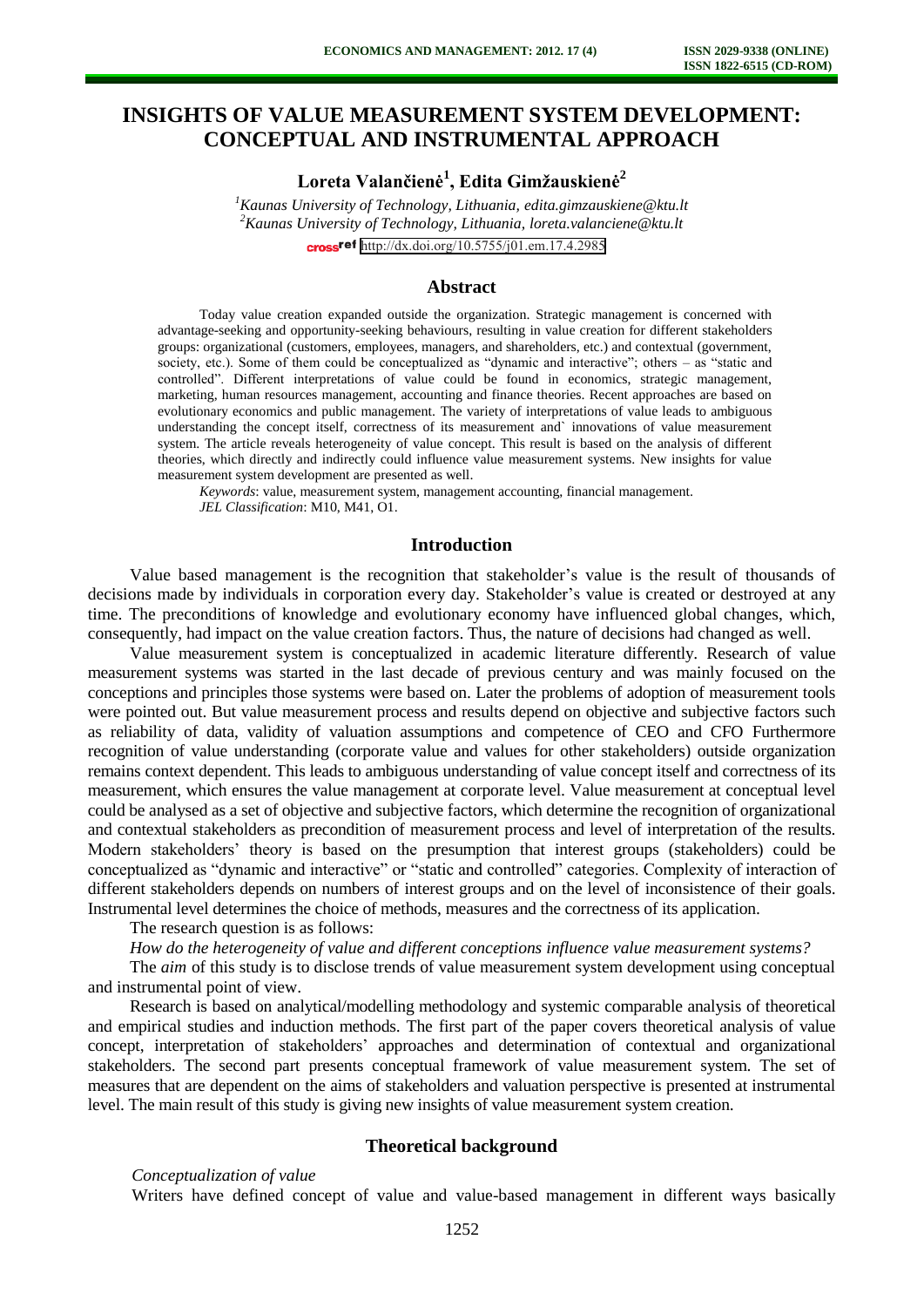# INSIGHTS OF VALUE MEASUREMENT SYSTEM DEVELOPMENT: CONCEPTUAL AND INSTRUMENTAL APPROACH

**Loreta Valančienė[1], Edita Gimžauskienė[2]**

*[1]Kaunas University of Technology, Lithuania, edita.gimzauskiene@ktu.lt*
*[2]Kaunas University of Technology, Lithuania, loreta.valanciene@ktu.lt*

http://dx.doi.org/10.5755/j01.em.17.4.2985

## Abstract

Today value creation expanded outside the organization. Strategic management is concerned with advantage-seeking and opportunity-seeking behaviours, resulting in value creation for different stakeholders groups: organizational (customers, employees, managers, and shareholders, etc.) and contextual (government, society, etc.). Some of them could be conceptualized as "dynamic and interactive"; others – as "static and controlled". Different interpretations of value could be found in economics, strategic management, marketing, human resources management, accounting and finance theories. Recent approaches are based on evolutionary economics and public management. The variety of interpretations of value leads to ambiguous understanding the concept itself, correctness of its measurement and` innovations of value measurement system. The article reveals heterogeneity of value concept. This result is based on the analysis of different theories, which directly and indirectly could influence value measurement systems. New insights for value measurement system development are presented as well.

*Keywords*: value, measurement system, management accounting, financial management.
*JEL Classification*: M10, M41, O1.

## Introduction

Value based management is the recognition that stakeholder's value is the result of thousands of decisions made by individuals in corporation every day. Stakeholder's value is created or destroyed at any time. The preconditions of knowledge and evolutionary economy have influenced global changes, which, consequently, had impact on the value creation factors. Thus, the nature of decisions had changed as well.

Value measurement system is conceptualized in academic literature differently. Research of value measurement systems was started in the last decade of previous century and was mainly focused on the conceptions and principles those systems were based on. Later the problems of adoption of measurement tools were pointed out. But value measurement process and results depend on objective and subjective factors such as reliability of data, validity of valuation assumptions and competence of CEO and CFO Furthermore recognition of value understanding (corporate value and values for other stakeholders) outside organization remains context dependent. This leads to ambiguous understanding of value concept itself and correctness of its measurement, which ensures the value management at corporate level. Value measurement at conceptual level could be analysed as a set of objective and subjective factors, which determine the recognition of organizational and contextual stakeholders as precondition of measurement process and level of interpretation of the results. Modern stakeholders' theory is based on the presumption that interest groups (stakeholders) could be conceptualized as "dynamic and interactive" or "static and controlled" categories. Complexity of interaction of different stakeholders depends on numbers of interest groups and on the level of inconsistence of their goals. Instrumental level determines the choice of methods, measures and the correctness of its application.

The research question is as follows:

*How do the heterogeneity of value and different conceptions influence value measurement systems?*

The *aim* of this study is to disclose trends of value measurement system development using conceptual and instrumental point of view.

Research is based on analytical/modelling methodology and systemic comparable analysis of theoretical and empirical studies and induction methods. The first part of the paper covers theoretical analysis of value concept, interpretation of stakeholders' approaches and determination of contextual and organizational stakeholders. The second part presents conceptual framework of value measurement system. The set of measures that are dependent on the aims of stakeholders and valuation perspective is presented at instrumental level. The main result of this study is giving new insights of value measurement system creation.

## Theoretical background

*Conceptualization of value*

Writers have defined concept of value and value-based management in different ways basically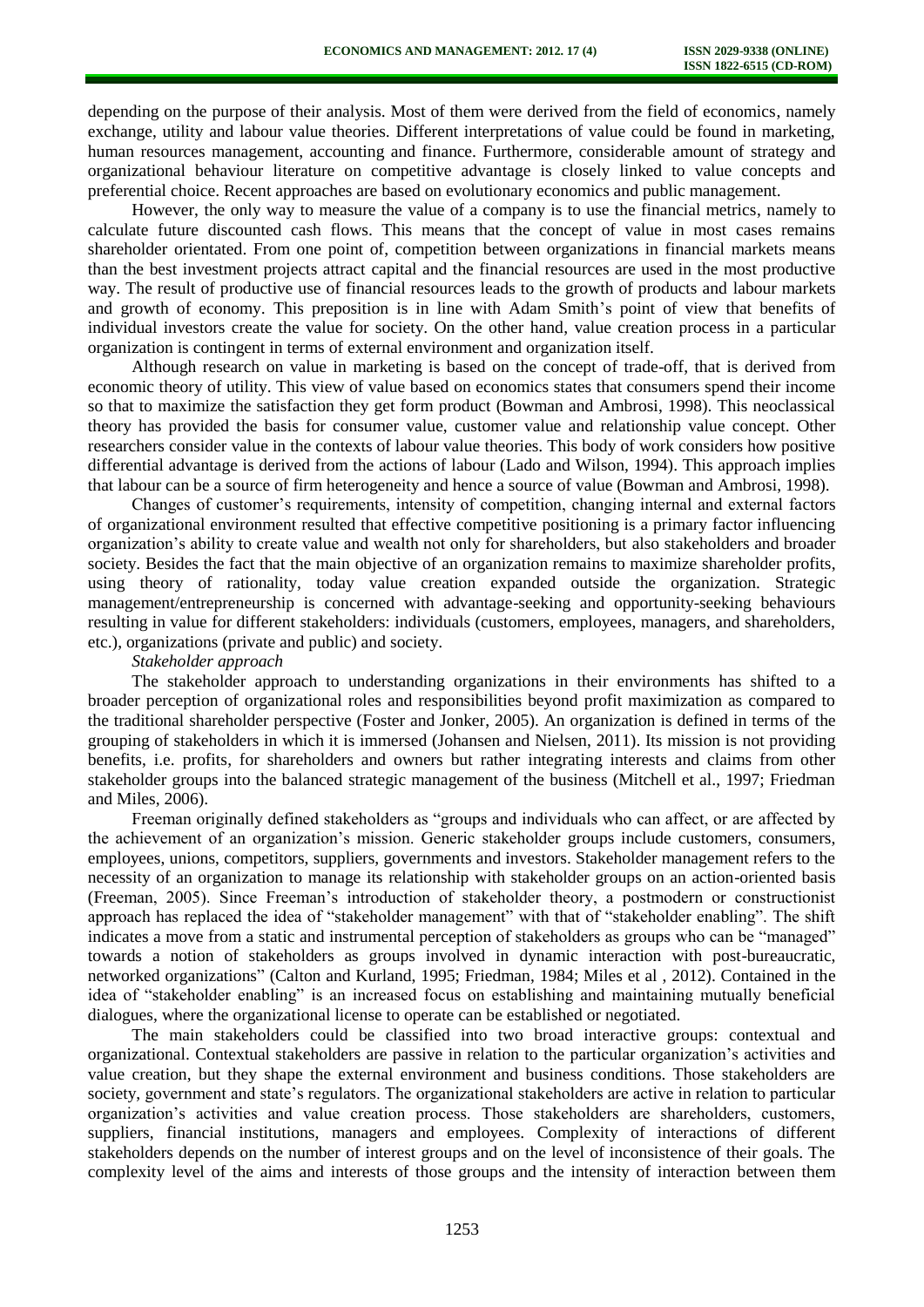depending on the purpose of their analysis. Most of them were derived from the field of economics, namely exchange, utility and labour value theories. Different interpretations of value could be found in marketing, human resources management, accounting and finance. Furthermore, considerable amount of strategy and organizational behaviour literature on competitive advantage is closely linked to value concepts and preferential choice. Recent approaches are based on evolutionary economics and public management.

However, the only way to measure the value of a company is to use the financial metrics, namely to calculate future discounted cash flows. This means that the concept of value in most cases remains shareholder orientated. From one point of, competition between organizations in financial markets means than the best investment projects attract capital and the financial resources are used in the most productive way. The result of productive use of financial resources leads to the growth of products and labour markets and growth of economy. This preposition is in line with Adam Smith's point of view that benefits of individual investors create the value for society. On the other hand, value creation process in a particular organization is contingent in terms of external environment and organization itself.

Although research on value in marketing is based on the concept of trade-off, that is derived from economic theory of utility. This view of value based on economics states that consumers spend their income so that to maximize the satisfaction they get form product (Bowman and Ambrosi, 1998). This neoclassical theory has provided the basis for consumer value, customer value and relationship value concept. Other researchers consider value in the contexts of labour value theories. This body of work considers how positive differential advantage is derived from the actions of labour (Lado and Wilson, 1994). This approach implies that labour can be a source of firm heterogeneity and hence a source of value (Bowman and Ambrosi, 1998).

Changes of customer's requirements, intensity of competition, changing internal and external factors of organizational environment resulted that effective competitive positioning is a primary factor influencing organization's ability to create value and wealth not only for shareholders, but also stakeholders and broader society. Besides the fact that the main objective of an organization remains to maximize shareholder profits, using theory of rationality, today value creation expanded outside the organization. Strategic management/entrepreneurship is concerned with advantage-seeking and opportunity-seeking behaviours resulting in value for different stakeholders: individuals (customers, employees, managers, and shareholders, etc.), organizations (private and public) and society.

*Stakeholder approach*

The stakeholder approach to understanding organizations in their environments has shifted to a broader perception of organizational roles and responsibilities beyond profit maximization as compared to the traditional shareholder perspective (Foster and Jonker, 2005). An organization is defined in terms of the grouping of stakeholders in which it is immersed (Johansen and Nielsen, 2011). Its mission is not providing benefits, i.e. profits, for shareholders and owners but rather integrating interests and claims from other stakeholder groups into the balanced strategic management of the business (Mitchell et al., 1997; Friedman and Miles, 2006).

Freeman originally defined stakeholders as "groups and individuals who can affect, or are affected by the achievement of an organization's mission. Generic stakeholder groups include customers, consumers, employees, unions, competitors, suppliers, governments and investors. Stakeholder management refers to the necessity of an organization to manage its relationship with stakeholder groups on an action-oriented basis (Freeman, 2005). Since Freeman's introduction of stakeholder theory, a postmodern or constructionist approach has replaced the idea of "stakeholder management" with that of "stakeholder enabling". The shift indicates a move from a static and instrumental perception of stakeholders as groups who can be "managed" towards a notion of stakeholders as groups involved in dynamic interaction with post-bureaucratic, networked organizations" (Calton and Kurland, 1995; Friedman, 1984; Miles et al , 2012). Contained in the idea of "stakeholder enabling" is an increased focus on establishing and maintaining mutually beneficial dialogues, where the organizational license to operate can be established or negotiated.

The main stakeholders could be classified into two broad interactive groups: contextual and organizational. Contextual stakeholders are passive in relation to the particular organization's activities and value creation, but they shape the external environment and business conditions. Those stakeholders are society, government and state's regulators. The organizational stakeholders are active in relation to particular organization's activities and value creation process. Those stakeholders are shareholders, customers, suppliers, financial institutions, managers and employees. Complexity of interactions of different stakeholders depends on the number of interest groups and on the level of inconsistence of their goals. The complexity level of the aims and interests of those groups and the intensity of interaction between them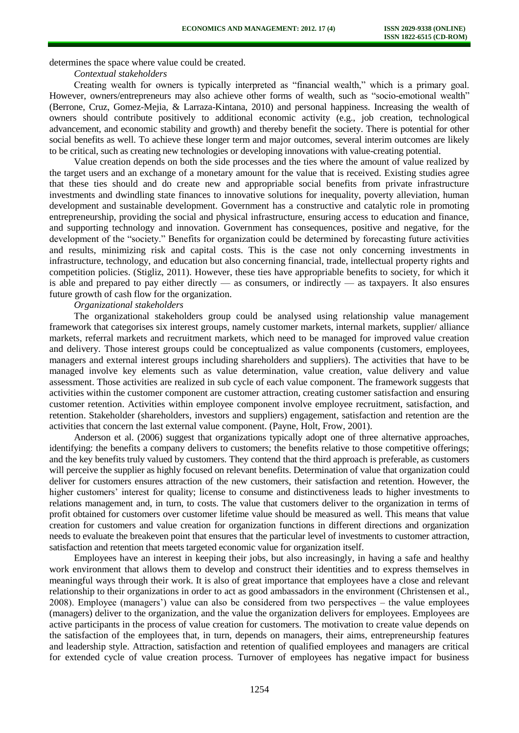determines the space where value could be created.

*Contextual stakeholders*

Creating wealth for owners is typically interpreted as "financial wealth," which is a primary goal. However, owners/entrepreneurs may also achieve other forms of wealth, such as "socio-emotional wealth" (Berrone, Cruz, Gomez-Mejia, & Larraza-Kintana, 2010) and personal happiness. Increasing the wealth of owners should contribute positively to additional economic activity (e.g., job creation, technological advancement, and economic stability and growth) and thereby benefit the society. There is potential for other social benefits as well. To achieve these longer term and major outcomes, several interim outcomes are likely to be critical, such as creating new technologies or developing innovations with value-creating potential.

Value creation depends on both the side processes and the ties where the amount of value realized by the target users and an exchange of a monetary amount for the value that is received. Existing studies agree that these ties should and do create new and appropriable social benefits from private infrastructure investments and dwindling state finances to innovative solutions for inequality, poverty alleviation, human development and sustainable development. Government has a constructive and catalytic role in promoting entrepreneurship, providing the social and physical infrastructure, ensuring access to education and finance, and supporting technology and innovation. Government has consequences, positive and negative, for the development of the "society." Benefits for organization could be determined by forecasting future activities and results, minimizing risk and capital costs. This is the case not only concerning investments in infrastructure, technology, and education but also concerning financial, trade, intellectual property rights and competition policies. (Stigliz, 2011). However, these ties have appropriable benefits to society, for which it is able and prepared to pay either directly — as consumers, or indirectly — as taxpayers. It also ensures future growth of cash flow for the organization.

*Organizational stakeholders*

The organizational stakeholders group could be analysed using relationship value management framework that categorises six interest groups, namely customer markets, internal markets, supplier/ alliance markets, referral markets and recruitment markets, which need to be managed for improved value creation and delivery. Those interest groups could be conceptualized as value components (customers, employees, managers and external interest groups including shareholders and suppliers). The activities that have to be managed involve key elements such as value determination, value creation, value delivery and value assessment. Those activities are realized in sub cycle of each value component. The framework suggests that activities within the customer component are customer attraction, creating customer satisfaction and ensuring customer retention. Activities within employee component involve employee recruitment, satisfaction, and retention. Stakeholder (shareholders, investors and suppliers) engagement, satisfaction and retention are the activities that concern the last external value component. (Payne, Holt, Frow, 2001).

Anderson et al. (2006) suggest that organizations typically adopt one of three alternative approaches, identifying: the benefits a company delivers to customers; the benefits relative to those competitive offerings; and the key benefits truly valued by customers. They contend that the third approach is preferable, as customers will perceive the supplier as highly focused on relevant benefits. Determination of value that organization could deliver for customers ensures attraction of the new customers, their satisfaction and retention. However, the higher customers' interest for quality; license to consume and distinctiveness leads to higher investments to relations management and, in turn, to costs. The value that customers deliver to the organization in terms of profit obtained for customers over customer lifetime value should be measured as well. This means that value creation for customers and value creation for organization functions in different directions and organization needs to evaluate the breakeven point that ensures that the particular level of investments to customer attraction, satisfaction and retention that meets targeted economic value for organization itself.

Employees have an interest in keeping their jobs, but also increasingly, in having a safe and healthy work environment that allows them to develop and construct their identities and to express themselves in meaningful ways through their work. It is also of great importance that employees have a close and relevant relationship to their organizations in order to act as good ambassadors in the environment (Christensen et al., 2008). Employee (managers') value can also be considered from two perspectives – the value employees (managers) deliver to the organization, and the value the organization delivers for employees. Employees are active participants in the process of value creation for customers. The motivation to create value depends on the satisfaction of the employees that, in turn, depends on managers, their aims, entrepreneurship features and leadership style. Attraction, satisfaction and retention of qualified employees and managers are critical for extended cycle of value creation process. Turnover of employees has negative impact for business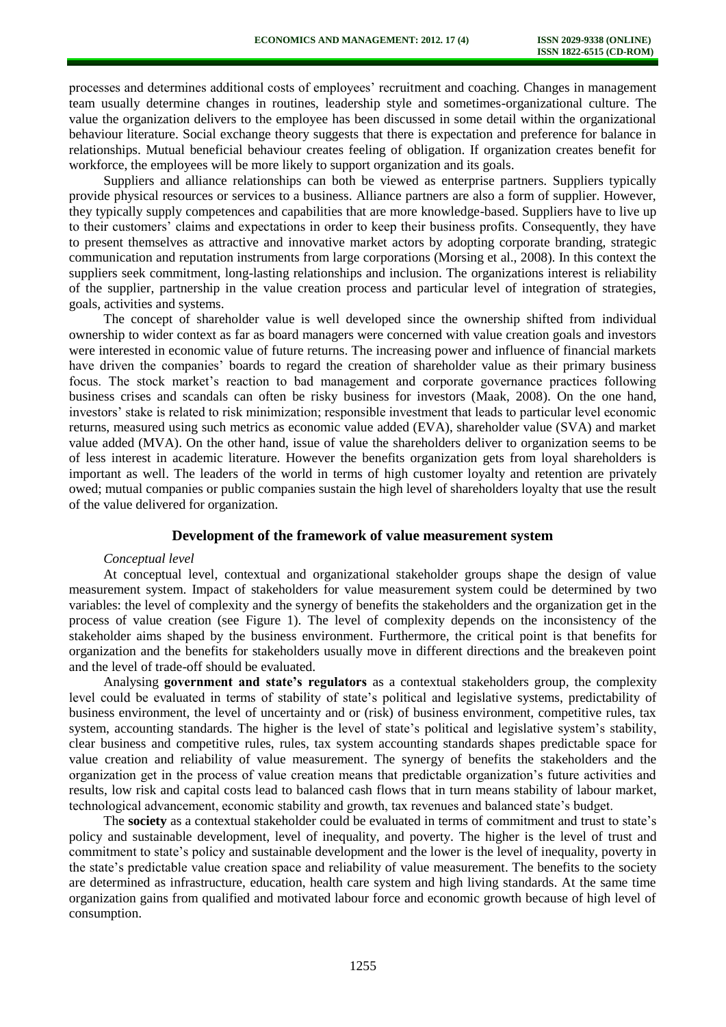processes and determines additional costs of employees' recruitment and coaching. Changes in management team usually determine changes in routines, leadership style and sometimes-organizational culture. The value the organization delivers to the employee has been discussed in some detail within the organizational behaviour literature. Social exchange theory suggests that there is expectation and preference for balance in relationships. Mutual beneficial behaviour creates feeling of obligation. If organization creates benefit for workforce, the employees will be more likely to support organization and its goals.

Suppliers and alliance relationships can both be viewed as enterprise partners. Suppliers typically provide physical resources or services to a business. Alliance partners are also a form of supplier. However, they typically supply competences and capabilities that are more knowledge-based. Suppliers have to live up to their customers' claims and expectations in order to keep their business profits. Consequently, they have to present themselves as attractive and innovative market actors by adopting corporate branding, strategic communication and reputation instruments from large corporations (Morsing et al., 2008). In this context the suppliers seek commitment, long-lasting relationships and inclusion. The organizations interest is reliability of the supplier, partnership in the value creation process and particular level of integration of strategies, goals, activities and systems.

The concept of shareholder value is well developed since the ownership shifted from individual ownership to wider context as far as board managers were concerned with value creation goals and investors were interested in economic value of future returns. The increasing power and influence of financial markets have driven the companies' boards to regard the creation of shareholder value as their primary business focus. The stock market's reaction to bad management and corporate governance practices following business crises and scandals can often be risky business for investors (Maak, 2008). On the one hand, investors' stake is related to risk minimization; responsible investment that leads to particular level economic returns, measured using such metrics as economic value added (EVA), shareholder value (SVA) and market value added (MVA). On the other hand, issue of value the shareholders deliver to organization seems to be of less interest in academic literature. However the benefits organization gets from loyal shareholders is important as well. The leaders of the world in terms of high customer loyalty and retention are privately owed; mutual companies or public companies sustain the high level of shareholders loyalty that use the result of the value delivered for organization.

## Development of the framework of value measurement system

*Conceptual level*

At conceptual level, contextual and organizational stakeholder groups shape the design of value measurement system. Impact of stakeholders for value measurement system could be determined by two variables: the level of complexity and the synergy of benefits the stakeholders and the organization get in the process of value creation (see Figure 1). The level of complexity depends on the inconsistency of the stakeholder aims shaped by the business environment. Furthermore, the critical point is that benefits for organization and the benefits for stakeholders usually move in different directions and the breakeven point and the level of trade-off should be evaluated.

Analysing **government and state's regulators** as a contextual stakeholders group, the complexity level could be evaluated in terms of stability of state's political and legislative systems, predictability of business environment, the level of uncertainty and or (risk) of business environment, competitive rules, tax system, accounting standards. The higher is the level of state's political and legislative system's stability, clear business and competitive rules, rules, tax system accounting standards shapes predictable space for value creation and reliability of value measurement. The synergy of benefits the stakeholders and the organization get in the process of value creation means that predictable organization's future activities and results, low risk and capital costs lead to balanced cash flows that in turn means stability of labour market, technological advancement, economic stability and growth, tax revenues and balanced state's budget.

The **society** as a contextual stakeholder could be evaluated in terms of commitment and trust to state's policy and sustainable development, level of inequality, and poverty. The higher is the level of trust and commitment to state's policy and sustainable development and the lower is the level of inequality, poverty in the state's predictable value creation space and reliability of value measurement. The benefits to the society are determined as infrastructure, education, health care system and high living standards. At the same time organization gains from qualified and motivated labour force and economic growth because of high level of consumption.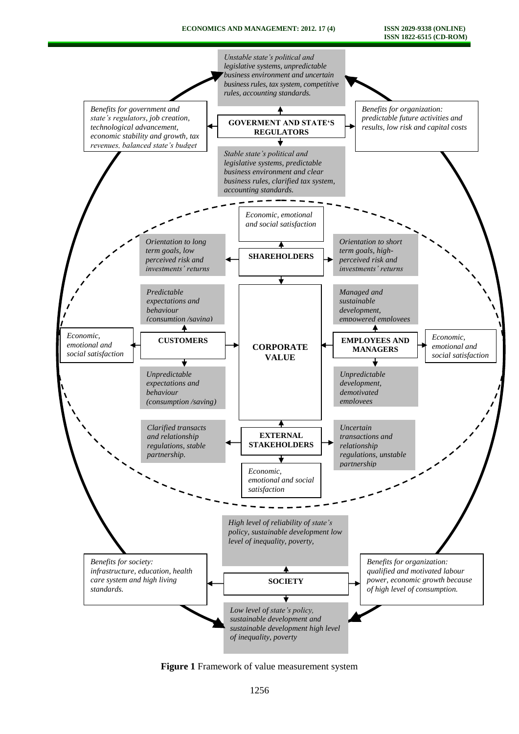*Unstable state's political and legislative systems, unpredictable business environment and uncertain business rules, tax system, competitive rules, accounting standards.*

*Benefits for government and state's regulators, job creation, technological advancement, economic stability and growth, tax revenues, balanced state's budget*

**GOVERMENT AND STATE'S REGULATORS**

*Benefits for organization: predictable future activities and results, low risk and capital costs*

*Stable state's political and legislative systems, predictable business environment and clear business rules, clarified tax system, accounting standards.*

*Economic, emotional and social satisfaction*

*Orientation to long term goals, low perceived risk and investments' returns*

**SHAREHOLDERS**

*Orientation to short term goals, high-perceived risk and investments' returns*

*Predictable expectations and behaviour (consumtion /saving)*

*Managed and sustainable development, empowered employees*

*Economic, emotional and social satisfaction*

**CUSTOMERS**

**CORPORATE VALUE**

**EMPLOYEES AND MANAGERS**

*Economic, emotional and social satisfaction*

*Unpredictable expectations and behaviour (consumption /saving)*

*Unpredictable development, demotivated employees*

*Clarified transacts and relationship regulations, stable partnership.*

**EXTERNAL STAKEHOLDERS**

*Uncertain transactions and relationship regulations, unstable partnership*

*Economic, emotional and social satisfaction*

*High level of reliability of state's policy, sustainable development low level of inequality, poverty,*

*Benefits for society: infrastructure, education, health care system and high living standards.*

**SOCIETY**

*Benefits for organization: qualified and motivated labour power, economic growth because of high level of consumption.*

*Low level of state's policy, sustainable development and sustainable development high level of inequality, poverty*

**Figure 1** Framework of value measurement system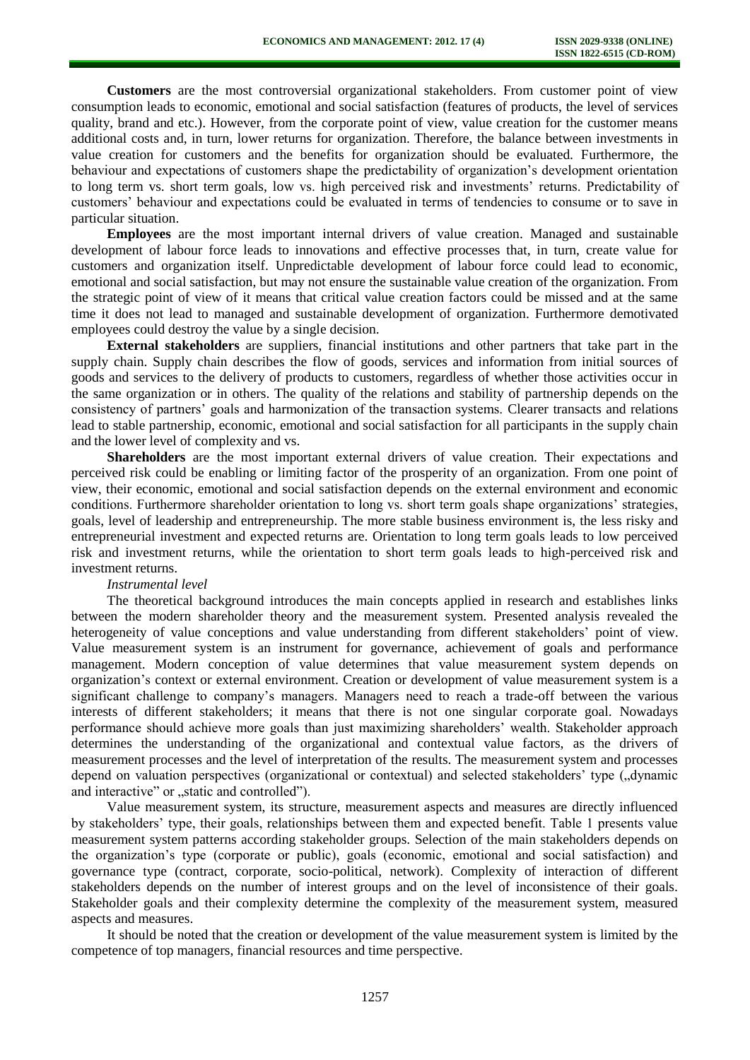**Customers** are the most controversial organizational stakeholders. From customer point of view consumption leads to economic, emotional and social satisfaction (features of products, the level of services quality, brand and etc.). However, from the corporate point of view, value creation for the customer means additional costs and, in turn, lower returns for organization. Therefore, the balance between investments in value creation for customers and the benefits for organization should be evaluated. Furthermore, the behaviour and expectations of customers shape the predictability of organization's development orientation to long term vs. short term goals, low vs. high perceived risk and investments' returns. Predictability of customers' behaviour and expectations could be evaluated in terms of tendencies to consume or to save in particular situation.

**Employees** are the most important internal drivers of value creation. Managed and sustainable development of labour force leads to innovations and effective processes that, in turn, create value for customers and organization itself. Unpredictable development of labour force could lead to economic, emotional and social satisfaction, but may not ensure the sustainable value creation of the organization. From the strategic point of view of it means that critical value creation factors could be missed and at the same time it does not lead to managed and sustainable development of organization. Furthermore demotivated employees could destroy the value by a single decision.

**External stakeholders** are suppliers, financial institutions and other partners that take part in the supply chain. Supply chain describes the flow of goods, services and information from initial sources of goods and services to the delivery of products to customers, regardless of whether those activities occur in the same organization or in others. The quality of the relations and stability of partnership depends on the consistency of partners' goals and harmonization of the transaction systems. Clearer transacts and relations lead to stable partnership, economic, emotional and social satisfaction for all participants in the supply chain and the lower level of complexity and vs.

**Shareholders** are the most important external drivers of value creation. Their expectations and perceived risk could be enabling or limiting factor of the prosperity of an organization. From one point of view, their economic, emotional and social satisfaction depends on the external environment and economic conditions. Furthermore shareholder orientation to long vs. short term goals shape organizations' strategies, goals, level of leadership and entrepreneurship. The more stable business environment is, the less risky and entrepreneurial investment and expected returns are. Orientation to long term goals leads to low perceived risk and investment returns, while the orientation to short term goals leads to high-perceived risk and investment returns.

*Instrumental level*

The theoretical background introduces the main concepts applied in research and establishes links between the modern shareholder theory and the measurement system. Presented analysis revealed the heterogeneity of value conceptions and value understanding from different stakeholders' point of view. Value measurement system is an instrument for governance, achievement of goals and performance management. Modern conception of value determines that value measurement system depends on organization's context or external environment. Creation or development of value measurement system is a significant challenge to company's managers. Managers need to reach a trade-off between the various interests of different stakeholders; it means that there is not one singular corporate goal. Nowadays performance should achieve more goals than just maximizing shareholders' wealth. Stakeholder approach determines the understanding of the organizational and contextual value factors, as the drivers of measurement processes and the level of interpretation of the results. The measurement system and processes depend on valuation perspectives (organizational or contextual) and selected stakeholders' type („dynamic and interactive" or „static and controlled").

Value measurement system, its structure, measurement aspects and measures are directly influenced by stakeholders' type, their goals, relationships between them and expected benefit. Table 1 presents value measurement system patterns according stakeholder groups. Selection of the main stakeholders depends on the organization's type (corporate or public), goals (economic, emotional and social satisfaction) and governance type (contract, corporate, socio-political, network). Complexity of interaction of different stakeholders depends on the number of interest groups and on the level of inconsistence of their goals. Stakeholder goals and their complexity determine the complexity of the measurement system, measured aspects and measures.

It should be noted that the creation or development of the value measurement system is limited by the competence of top managers, financial resources and time perspective.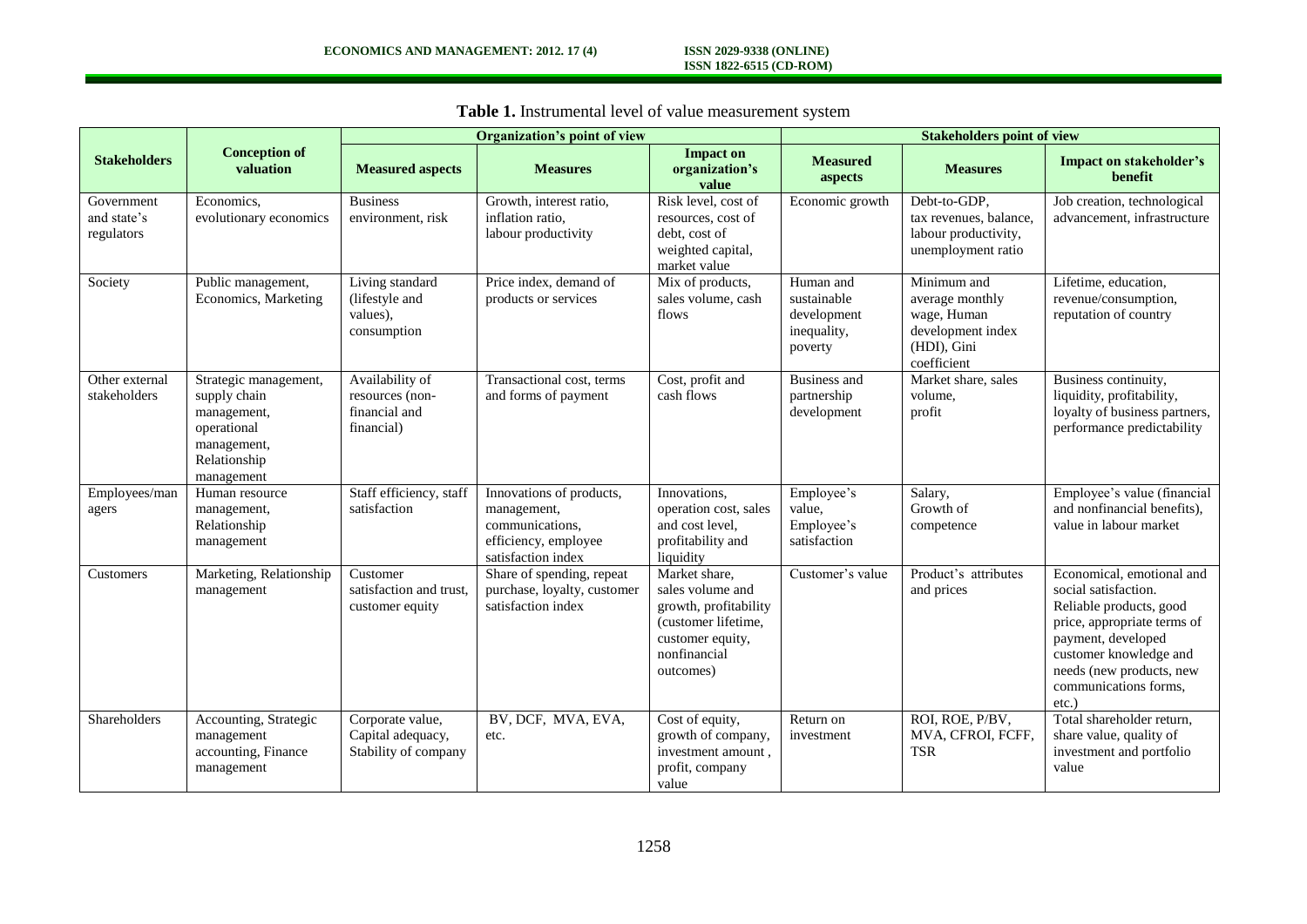**Table 1.** Instrumental level of value measurement system

| Stakeholders | Conception of valuation | Organization's point of view | | | Stakeholders point of view | | |
|---|---|---|---|---|---|---|---|
| | | Measured aspects | Measures | Impact on organization's value | Measured aspects | Measures | Impact on stakeholder's benefit |
| Government and state's regulators | Economics, evolutionary economics | Business environment, risk | Growth, interest ratio, inflation ratio, labour productivity | Risk level, cost of resources, cost of debt, cost of weighted capital, market value | Economic growth | Debt-to-GDP, tax revenues, balance, labour productivity, unemployment ratio | Job creation, technological advancement, infrastructure |
| Society | Public management, Economics, Marketing | Living standard (lifestyle and values), consumption | Price index, demand of products or services | Mix of products, sales volume, cash flows | Human and sustainable development inequality, poverty | Minimum and average monthly wage, Human development index (HDI), Gini coefficient | Lifetime, education, revenue/consumption, reputation of country |
| Other external stakeholders | Strategic management, supply chain management, operational management, Relationship management | Availability of resources (non-financial and financial) | Transactional cost, terms and forms of payment | Cost, profit and cash flows | Business and partnership development | Market share, sales volume, profit | Business continuity, liquidity, profitability, loyalty of business partners, performance predictability |
| Employees/managers | Human resource management, Relationship management | Staff efficiency, staff satisfaction | Innovations of products, management, communications, efficiency, employee satisfaction index | Innovations, operation cost, sales and cost level, profitability and liquidity | Employee's value, Employee's satisfaction | Salary, Growth of competence | Employee's value (financial and nonfinancial benefits), value in labour market |
| Customers | Marketing, Relationship management | Customer satisfaction and trust, customer equity | Share of spending, repeat purchase, loyalty, customer satisfaction index | Market share, sales volume and growth, profitability (customer lifetime, customer equity, nonfinancial outcomes) | Customer's value | Product's attributes and prices | Economical, emotional and social satisfaction. Reliable products, good price, appropriate terms of payment, developed customer knowledge and needs (new products, new communications forms, etc.) |
| Shareholders | Accounting, Strategic management accounting, Finance management | Corporate value, Capital adequacy, Stability of company | BV, DCF, MVA, EVA, etc. | Cost of equity, growth of company, investment amount, profit, company value | Return on investment | ROI, ROE, P/BV, MVA, CFROI, FCFF, TSR | Total shareholder return, share value, quality of investment and portfolio value |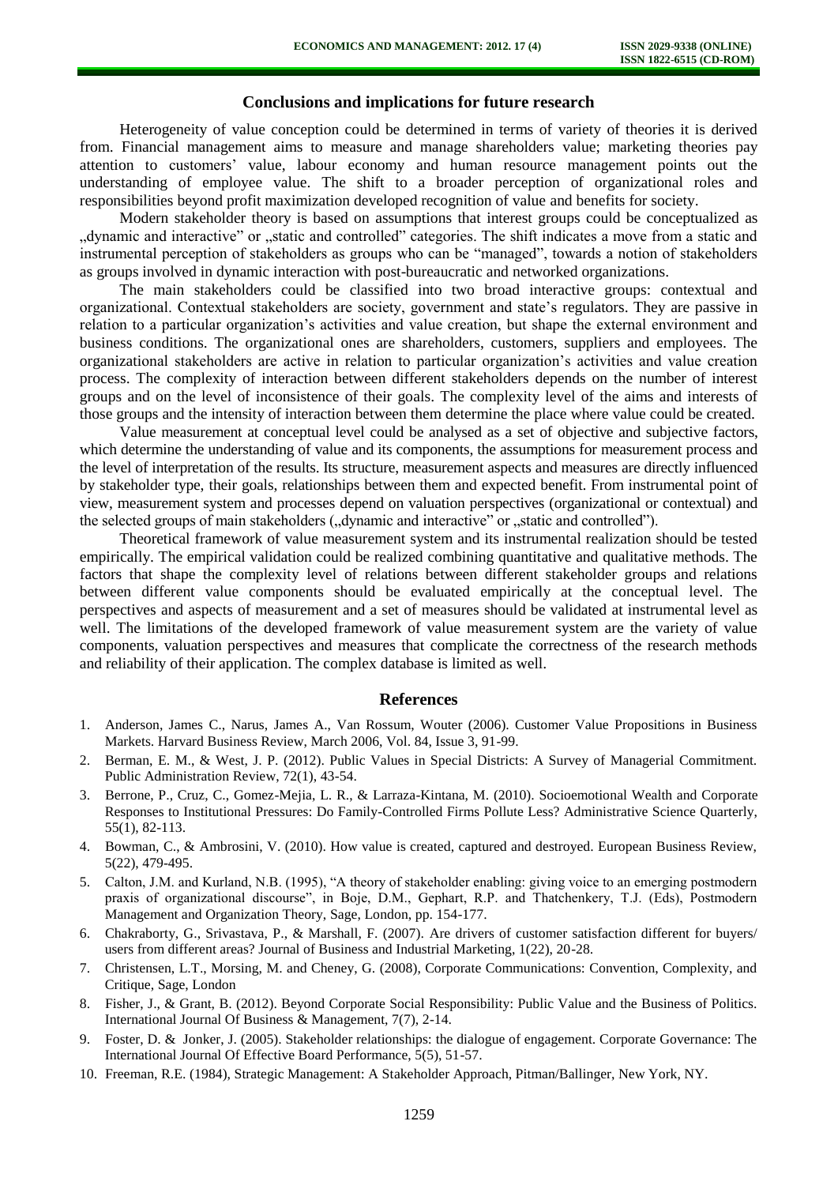## Conclusions and implications for future research

Heterogeneity of value conception could be determined in terms of variety of theories it is derived from. Financial management aims to measure and manage shareholders value; marketing theories pay attention to customers' value, labour economy and human resource management points out the understanding of employee value. The shift to a broader perception of organizational roles and responsibilities beyond profit maximization developed recognition of value and benefits for society.

Modern stakeholder theory is based on assumptions that interest groups could be conceptualized as „dynamic and interactive" or „static and controlled" categories. The shift indicates a move from a static and instrumental perception of stakeholders as groups who can be "managed", towards a notion of stakeholders as groups involved in dynamic interaction with post-bureaucratic and networked organizations.

The main stakeholders could be classified into two broad interactive groups: contextual and organizational. Contextual stakeholders are society, government and state's regulators. They are passive in relation to a particular organization's activities and value creation, but shape the external environment and business conditions. The organizational ones are shareholders, customers, suppliers and employees. The organizational stakeholders are active in relation to particular organization's activities and value creation process. The complexity of interaction between different stakeholders depends on the number of interest groups and on the level of inconsistence of their goals. The complexity level of the aims and interests of those groups and the intensity of interaction between them determine the place where value could be created.

Value measurement at conceptual level could be analysed as a set of objective and subjective factors, which determine the understanding of value and its components, the assumptions for measurement process and the level of interpretation of the results. Its structure, measurement aspects and measures are directly influenced by stakeholder type, their goals, relationships between them and expected benefit. From instrumental point of view, measurement system and processes depend on valuation perspectives (organizational or contextual) and the selected groups of main stakeholders („dynamic and interactive" or „static and controlled").

Theoretical framework of value measurement system and its instrumental realization should be tested empirically. The empirical validation could be realized combining quantitative and qualitative methods. The factors that shape the complexity level of relations between different stakeholder groups and relations between different value components should be evaluated empirically at the conceptual level. The perspectives and aspects of measurement and a set of measures should be validated at instrumental level as well. The limitations of the developed framework of value measurement system are the variety of value components, valuation perspectives and measures that complicate the correctness of the research methods and reliability of their application. The complex database is limited as well.

## References

1. Anderson, James C., Narus, James A., Van Rossum, Wouter (2006). Customer Value Propositions in Business Markets. Harvard Business Review, March 2006, Vol. 84, Issue 3, 91-99.
2. Berman, E. M., & West, J. P. (2012). Public Values in Special Districts: A Survey of Managerial Commitment. Public Administration Review, 72(1), 43-54.
3. Berrone, P., Cruz, C., Gomez-Mejia, L. R., & Larraza-Kintana, M. (2010). Socioemotional Wealth and Corporate Responses to Institutional Pressures: Do Family-Controlled Firms Pollute Less? Administrative Science Quarterly, 55(1), 82-113.
4. Bowman, C., & Ambrosini, V. (2010). How value is created, captured and destroyed. European Business Review, 5(22), 479-495.
5. Calton, J.M. and Kurland, N.B. (1995), "A theory of stakeholder enabling: giving voice to an emerging postmodern praxis of organizational discourse", in Boje, D.M., Gephart, R.P. and Thatchenkery, T.J. (Eds), Postmodern Management and Organization Theory, Sage, London, pp. 154-177.
6. Chakraborty, G., Srivastava, P., & Marshall, F. (2007). Are drivers of customer satisfaction different for buyers/ users from different areas? Journal of Business and Industrial Marketing, 1(22), 20-28.
7. Christensen, L.T., Morsing, M. and Cheney, G. (2008), Corporate Communications: Convention, Complexity, and Critique, Sage, London
8. Fisher, J., & Grant, B. (2012). Beyond Corporate Social Responsibility: Public Value and the Business of Politics. International Journal Of Business & Management, 7(7), 2-14.
9. Foster, D. & Jonker, J. (2005). Stakeholder relationships: the dialogue of engagement. Corporate Governance: The International Journal Of Effective Board Performance, 5(5), 51-57.
10. Freeman, R.E. (1984), Strategic Management: A Stakeholder Approach, Pitman/Ballinger, New York, NY.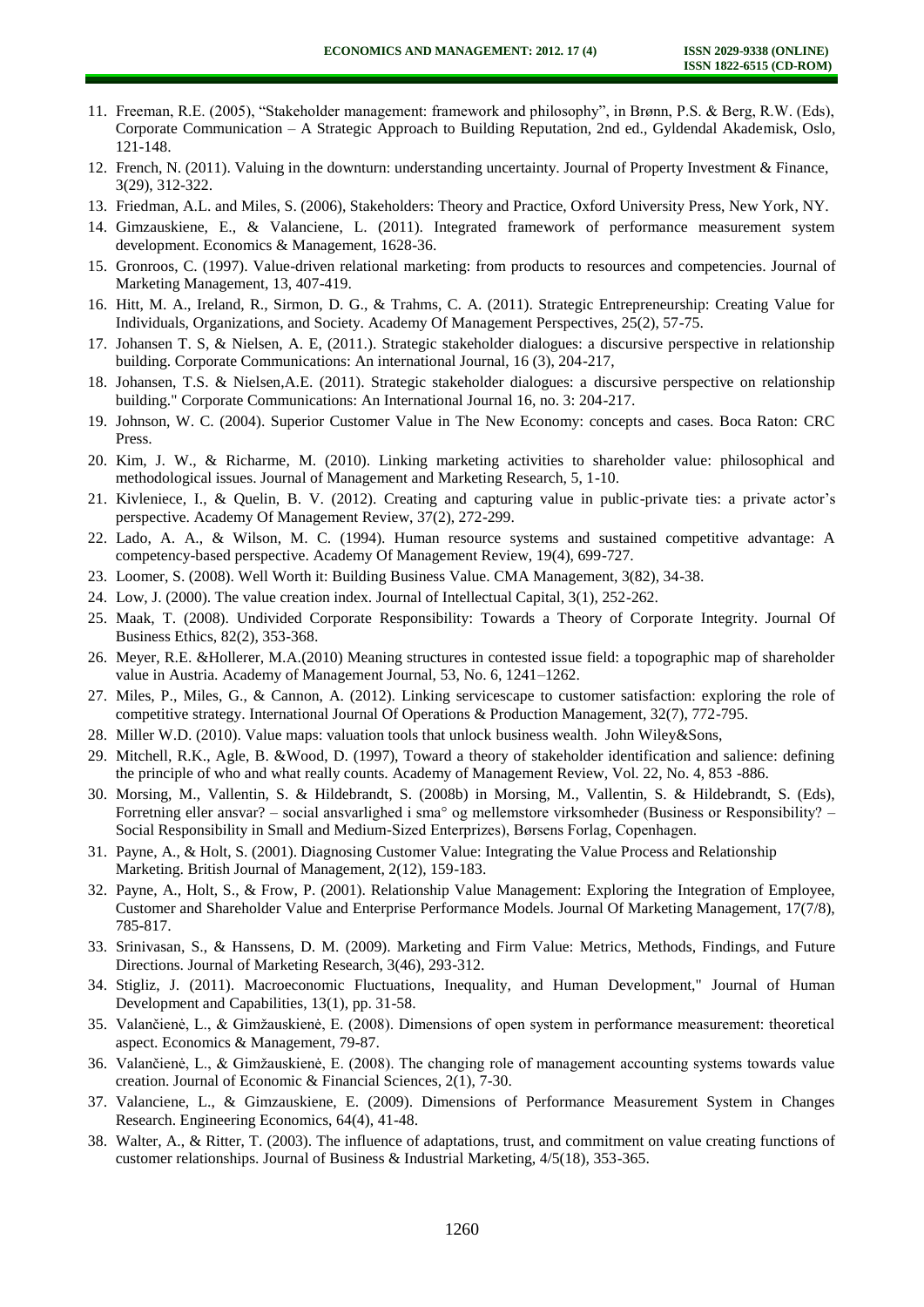11. Freeman, R.E. (2005), "Stakeholder management: framework and philosophy", in Brønn, P.S. & Berg, R.W. (Eds), Corporate Communication – A Strategic Approach to Building Reputation, 2nd ed., Gyldendal Akademisk, Oslo, 121-148.
12. French, N. (2011). Valuing in the downturn: understanding uncertainty. Journal of Property Investment & Finance, 3(29), 312-322.
13. Friedman, A.L. and Miles, S. (2006), Stakeholders: Theory and Practice, Oxford University Press, New York, NY.
14. Gimzauskiene, E., & Valanciene, L. (2011). Integrated framework of performance measurement system development. Economics & Management, 1628-36.
15. Gronroos, C. (1997). Value-driven relational marketing: from products to resources and competencies. Journal of Marketing Management, 13, 407-419.
16. Hitt, M. A., Ireland, R., Sirmon, D. G., & Trahms, C. A. (2011). Strategic Entrepreneurship: Creating Value for Individuals, Organizations, and Society. Academy Of Management Perspectives, 25(2), 57-75.
17. Johansen T. S, & Nielsen, A. E, (2011.). Strategic stakeholder dialogues: a discursive perspective in relationship building. Corporate Communications: An international Journal, 16 (3), 204-217,
18. Johansen, T.S. & Nielsen,A.E. (2011). Strategic stakeholder dialogues: a discursive perspective on relationship building." Corporate Communications: An International Journal 16, no. 3: 204-217.
19. Johnson, W. C. (2004). Superior Customer Value in The New Economy: concepts and cases. Boca Raton: CRC Press.
20. Kim, J. W., & Richarme, M. (2010). Linking marketing activities to shareholder value: philosophical and methodological issues. Journal of Management and Marketing Research, 5, 1-10.
21. Kivleniece, I., & Quelin, B. V. (2012). Creating and capturing value in public-private ties: a private actor's perspective. Academy Of Management Review, 37(2), 272-299.
22. Lado, A. A., & Wilson, M. C. (1994). Human resource systems and sustained competitive advantage: A competency-based perspective. Academy Of Management Review, 19(4), 699-727.
23. Loomer, S. (2008). Well Worth it: Building Business Value. CMA Management, 3(82), 34-38.
24. Low, J. (2000). The value creation index. Journal of Intellectual Capital, 3(1), 252-262.
25. Maak, T. (2008). Undivided Corporate Responsibility: Towards a Theory of Corporate Integrity. Journal Of Business Ethics, 82(2), 353-368.
26. Meyer, R.E. &Hollerer, M.A.(2010) Meaning structures in contested issue field: a topographic map of shareholder value in Austria. Academy of Management Journal, 53, No. 6, 1241–1262.
27. Miles, P., Miles, G., & Cannon, A. (2012). Linking servicescape to customer satisfaction: exploring the role of competitive strategy. International Journal Of Operations & Production Management, 32(7), 772-795.
28. Miller W.D. (2010). Value maps: valuation tools that unlock business wealth. John Wiley&Sons,
29. Mitchell, R.K., Agle, B. &Wood, D. (1997), Toward a theory of stakeholder identification and salience: defining the principle of who and what really counts. Academy of Management Review, Vol. 22, No. 4, 853 -886.
30. Morsing, M., Vallentin, S. & Hildebrandt, S. (2008b) in Morsing, M., Vallentin, S. & Hildebrandt, S. (Eds), Forretning eller ansvar? – social ansvarlighed i sma° og mellemstore virksomheder (Business or Responsibility? – Social Responsibility in Small and Medium-Sized Enterprizes), Børsens Forlag, Copenhagen.
31. Payne, A., & Holt, S. (2001). Diagnosing Customer Value: Integrating the Value Process and Relationship Marketing. British Journal of Management, 2(12), 159-183.
32. Payne, A., Holt, S., & Frow, P. (2001). Relationship Value Management: Exploring the Integration of Employee, Customer and Shareholder Value and Enterprise Performance Models. Journal Of Marketing Management, 17(7/8), 785-817.
33. Srinivasan, S., & Hanssens, D. M. (2009). Marketing and Firm Value: Metrics, Methods, Findings, and Future Directions. Journal of Marketing Research, 3(46), 293-312.
34. Stigliz, J. (2011). Macroeconomic Fluctuations, Inequality, and Human Development," Journal of Human Development and Capabilities, 13(1), pp. 31-58.
35. Valančienė, L., & Gimžauskienė, E. (2008). Dimensions of open system in performance measurement: theoretical aspect. Economics & Management, 79-87.
36. Valančienė, L., & Gimžauskienė, E. (2008). The changing role of management accounting systems towards value creation. Journal of Economic & Financial Sciences, 2(1), 7-30.
37. Valanciene, L., & Gimzauskiene, E. (2009). Dimensions of Performance Measurement System in Changes Research. Engineering Economics, 64(4), 41-48.
38. Walter, A., & Ritter, T. (2003). The influence of adaptations, trust, and commitment on value creating functions of customer relationships. Journal of Business & Industrial Marketing, 4/5(18), 353-365.